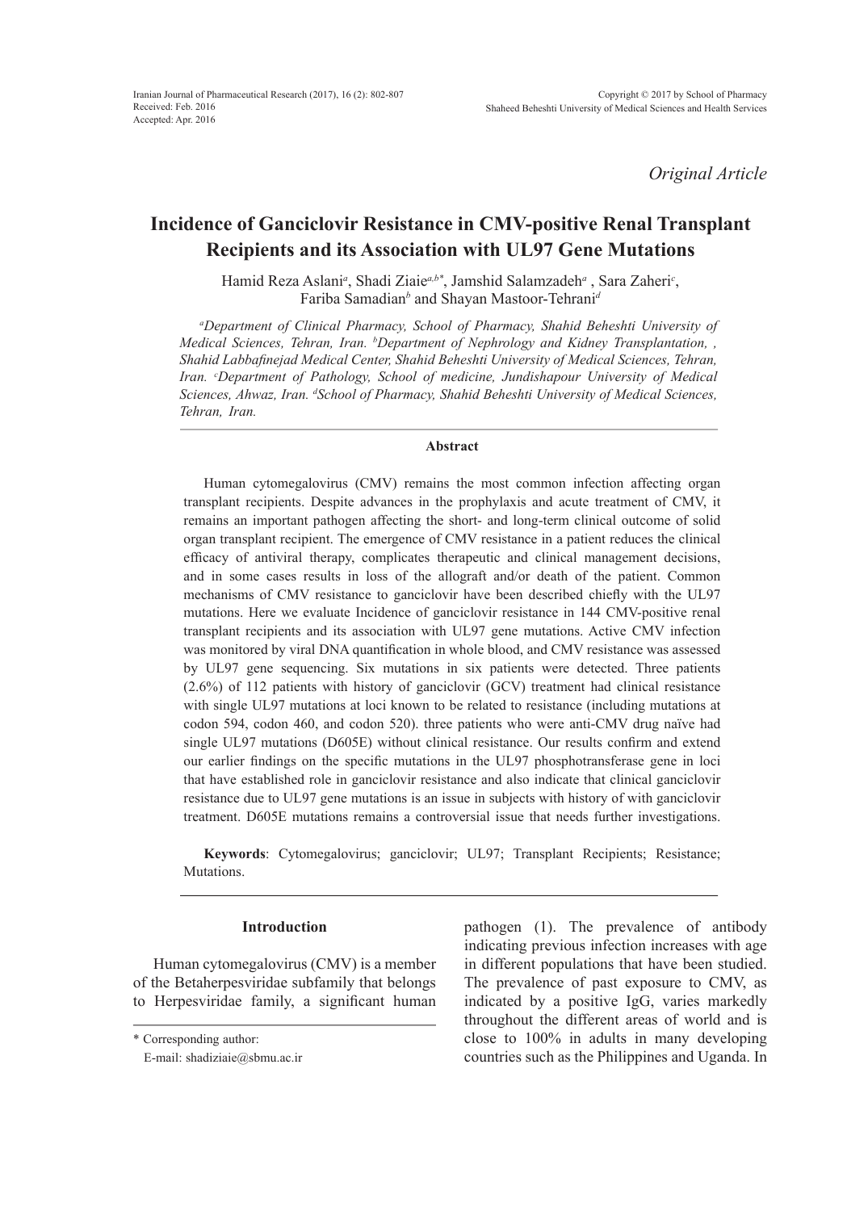Received: Feb. 2016
Accepted: Apr. 2016

*Original Article*

# Incidence of Ganciclovir Resistance in CMV-positive Renal Transplant Recipients and its Association with UL97 Gene Mutations

Hamid Reza Aslani[a], Shadi Ziaie[a,b*], Jamshid Salamzadeh[a], Sara Zaheri[c], Fariba Samadian[b] and Shayan Mastoor-Tehrani[d]

*[a]Department of Clinical Pharmacy, School of Pharmacy, Shahid Beheshti University of Medical Sciences, Tehran, Iran. [b]Department of Nephrology and Kidney Transplantation, , Shahid Labbafinejad Medical Center, Shahid Beheshti University of Medical Sciences, Tehran, Iran. [c]Department of Pathology, School of medicine, Jundishapour University of Medical Sciences, Ahwaz, Iran. [d]School of Pharmacy, Shahid Beheshti University of Medical Sciences, Tehran, Iran.*

## Abstract

Human cytomegalovirus (CMV) remains the most common infection affecting organ transplant recipients. Despite advances in the prophylaxis and acute treatment of CMV, it remains an important pathogen affecting the short- and long-term clinical outcome of solid organ transplant recipient. The emergence of CMV resistance in a patient reduces the clinical efficacy of antiviral therapy, complicates therapeutic and clinical management decisions, and in some cases results in loss of the allograft and/or death of the patient. Common mechanisms of CMV resistance to ganciclovir have been described chiefly with the UL97 mutations. Here we evaluate Incidence of ganciclovir resistance in 144 CMV-positive renal transplant recipients and its association with UL97 gene mutations. Active CMV infection was monitored by viral DNA quantification in whole blood, and CMV resistance was assessed by UL97 gene sequencing. Six mutations in six patients were detected. Three patients (2.6%) of 112 patients with history of ganciclovir (GCV) treatment had clinical resistance with single UL97 mutations at loci known to be related to resistance (including mutations at codon 594, codon 460, and codon 520). three patients who were anti-CMV drug naïve had single UL97 mutations (D605E) without clinical resistance. Our results confirm and extend our earlier findings on the specific mutations in the UL97 phosphotransferase gene in loci that have established role in ganciclovir resistance and also indicate that clinical ganciclovir resistance due to UL97 gene mutations is an issue in subjects with history of with ganciclovir treatment. D605E mutations remains a controversial issue that needs further investigations.

**Keywords**: Cytomegalovirus; ganciclovir; UL97; Transplant Recipients; Resistance; Mutations.

## Introduction

Human cytomegalovirus (CMV) is a member of the Betaherpesviridae subfamily that belongs to Herpesviridae family, a significant human pathogen (1). The prevalence of antibody indicating previous infection increases with age in different populations that have been studied. The prevalence of past exposure to CMV, as indicated by a positive IgG, varies markedly throughout the different areas of world and is close to 100% in adults in many developing countries such as the Philippines and Uganda. In

\* Corresponding author:
E-mail: shadiziaie@sbmu.ac.ir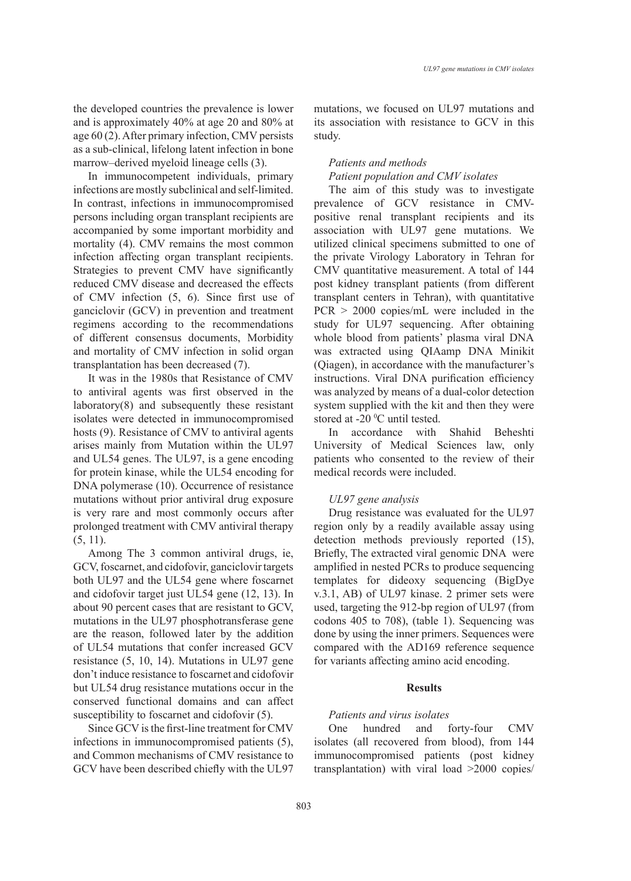the developed countries the prevalence is lower and is approximately 40% at age 20 and 80% at age 60 (2). After primary infection, CMV persists as a sub-clinical, lifelong latent infection in bone marrow–derived myeloid lineage cells (3).

In immunocompetent individuals, primary infections are mostly subclinical and self-limited. In contrast, infections in immunocompromised persons including organ transplant recipients are accompanied by some important morbidity and mortality (4). CMV remains the most common infection affecting organ transplant recipients. Strategies to prevent CMV have significantly reduced CMV disease and decreased the effects of CMV infection (5, 6). Since first use of ganciclovir (GCV) in prevention and treatment regimens according to the recommendations of different consensus documents, Morbidity and mortality of CMV infection in solid organ transplantation has been decreased (7).

It was in the 1980s that Resistance of CMV to antiviral agents was first observed in the laboratory(8) and subsequently these resistant isolates were detected in immunocompromised hosts (9). Resistance of CMV to antiviral agents arises mainly from Mutation within the UL97 and UL54 genes. The UL97, is a gene encoding for protein kinase, while the UL54 encoding for DNA polymerase (10). Occurrence of resistance mutations without prior antiviral drug exposure is very rare and most commonly occurs after prolonged treatment with CMV antiviral therapy (5, 11).

Among The 3 common antiviral drugs, ie, GCV, foscarnet, and cidofovir, ganciclovir targets both UL97 and the UL54 gene where foscarnet and cidofovir target just UL54 gene (12, 13). In about 90 percent cases that are resistant to GCV, mutations in the UL97 phosphotransferase gene are the reason, followed later by the addition of UL54 mutations that confer increased GCV resistance (5, 10, 14). Mutations in UL97 gene don't induce resistance to foscarnet and cidofovir but UL54 drug resistance mutations occur in the conserved functional domains and can affect susceptibility to foscarnet and cidofovir (5).

Since GCV is the first-line treatment for CMV infections in immunocompromised patients (5), and Common mechanisms of CMV resistance to GCV have been described chiefly with the UL97 mutations, we focused on UL97 mutations and its association with resistance to GCV in this study.

*Patients and methods*

*Patient population and CMV isolates*

The aim of this study was to investigate prevalence of GCV resistance in CMV-positive renal transplant recipients and its association with UL97 gene mutations. We utilized clinical specimens submitted to one of the private Virology Laboratory in Tehran for CMV quantitative measurement. A total of 144 post kidney transplant patients (from different transplant centers in Tehran), with quantitative PCR > 2000 copies/mL were included in the study for UL97 sequencing. After obtaining whole blood from patients' plasma viral DNA was extracted using QIAamp DNA Minikit (Qiagen), in accordance with the manufacturer's instructions. Viral DNA purification efficiency was analyzed by means of a dual-color detection system supplied with the kit and then they were stored at -20 $^0$C until tested.

In accordance with Shahid Beheshti University of Medical Sciences law, only patients who consented to the review of their medical records were included.

*UL97 gene analysis*

Drug resistance was evaluated for the UL97 region only by a readily available assay using detection methods previously reported (15), Briefly, The extracted viral genomic DNA were amplified in nested PCRs to produce sequencing templates for dideoxy sequencing (BigDye v.3.1, AB) of UL97 kinase. 2 primer sets were used, targeting the 912-bp region of UL97 (from codons 405 to 708), (table 1). Sequencing was done by using the inner primers. Sequences were compared with the AD169 reference sequence for variants affecting amino acid encoding.

## Results

*Patients and virus isolates*

One hundred and forty-four CMV isolates (all recovered from blood), from 144 immunocompromised patients (post kidney transplantation) with viral load >2000 copies/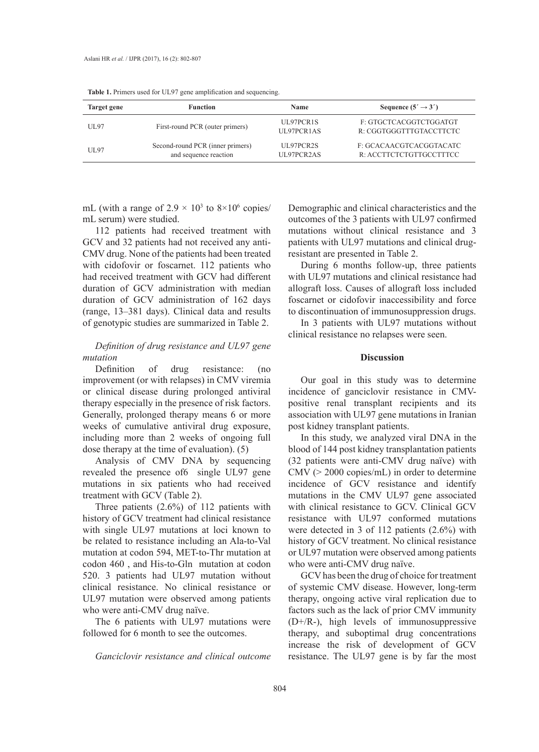**Table 1.** Primers used for UL97 gene amplification and sequencing.

| Target gene | Function | Name | Sequence (5′ → 3′) |
|---|---|---|---|
| UL97 | First-round PCR (outer primers) | UL97PCR1S<br>UL97PCR1AS | F: GTGCTCACGGTCTGGATGT<br>R: CGGTGGGTTTGTACCTTCTC |
| UL97 | Second-round PCR (inner primers) and sequence reaction | UL97PCR2S<br>UL97PCR2AS | F: GCACAACGTCACGGTACATC<br>R: ACCTTCTCTGTTGCCTTTCC |

mL (with a range of $2.9 \times 10^3$ to $8 \times 10^6$ copies/mL serum) were studied.

112 patients had received treatment with GCV and 32 patients had not received any anti-CMV drug. None of the patients had been treated with cidofovir or foscarnet. 112 patients who had received treatment with GCV had different duration of GCV administration with median duration of GCV administration of 162 days (range, 13–381 days). Clinical data and results of genotypic studies are summarized in Table 2.

*Definition of drug resistance and UL97 gene mutation*

Definition of drug resistance: (no improvement (or with relapses) in CMV viremia or clinical disease during prolonged antiviral therapy especially in the presence of risk factors. Generally, prolonged therapy means 6 or more weeks of cumulative antiviral drug exposure, including more than 2 weeks of ongoing full dose therapy at the time of evaluation). (5)

Analysis of CMV DNA by sequencing revealed the presence of6 single UL97 gene mutations in six patients who had received treatment with GCV (Table 2).

Three patients (2.6%) of 112 patients with history of GCV treatment had clinical resistance with single UL97 mutations at loci known to be related to resistance including an Ala-to-Val mutation at codon 594, MET-to-Thr mutation at codon 460 , and His-to-Gln mutation at codon 520. 3 patients had UL97 mutation without clinical resistance. No clinical resistance or UL97 mutation were observed among patients who were anti-CMV drug naïve.

The 6 patients with UL97 mutations were followed for 6 month to see the outcomes.

*Ganciclovir resistance and clinical outcome*

Demographic and clinical characteristics and the outcomes of the 3 patients with UL97 confirmed mutations without clinical resistance and 3 patients with UL97 mutations and clinical drug-resistant are presented in Table 2.

During 6 months follow-up, three patients with UL97 mutations and clinical resistance had allograft loss. Causes of allograft loss included foscarnet or cidofovir inaccessibility and force to discontinuation of immunosuppression drugs.

In 3 patients with UL97 mutations without clinical resistance no relapses were seen.

## Discussion

Our goal in this study was to determine incidence of ganciclovir resistance in CMV-positive renal transplant recipients and its association with UL97 gene mutations in Iranian post kidney transplant patients.

In this study, we analyzed viral DNA in the blood of 144 post kidney transplantation patients (32 patients were anti-CMV drug naïve) with CMV (> 2000 copies/mL) in order to determine incidence of GCV resistance and identify mutations in the CMV UL97 gene associated with clinical resistance to GCV. Clinical GCV resistance with UL97 conformed mutations were detected in 3 of 112 patients (2.6%) with history of GCV treatment. No clinical resistance or UL97 mutation were observed among patients who were anti-CMV drug naïve.

GCV has been the drug of choice for treatment of systemic CMV disease. However, long-term therapy, ongoing active viral replication due to factors such as the lack of prior CMV immunity (D+/R-), high levels of immunosuppressive therapy, and suboptimal drug concentrations increase the risk of development of GCV resistance. The UL97 gene is by far the most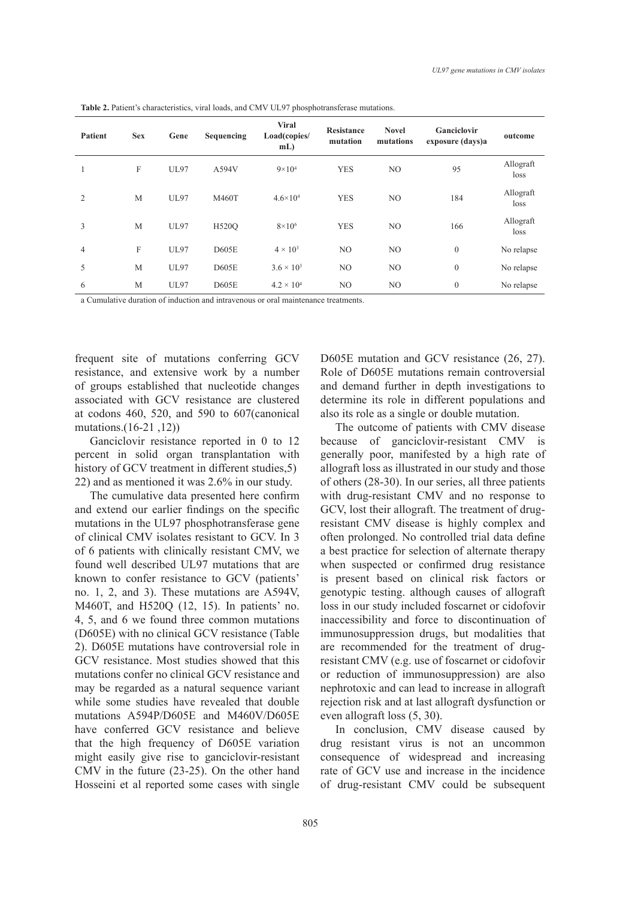**Table 2.** Patient's characteristics, viral loads, and CMV UL97 phosphotransferase mutations.

| Patient | Sex | Gene | Sequencing | Viral Load(copies/mL) | Resistance mutation | Novel mutations | Ganciclovir exposure (days)a | outcome |
|---|---|---|---|---|---|---|---|---|
| 1 | F | UL97 | A594V | $9 \times 10^4$ | YES | NO | 95 | Allograft loss |
| 2 | M | UL97 | M460T | $4.6 \times 10^4$ | YES | NO | 184 | Allograft loss |
| 3 | M | UL97 | H520Q | $8 \times 10^6$ | YES | NO | 166 | Allograft loss |
| 4 | F | UL97 | D605E | $4 \times 10^3$ | NO | NO | 0 | No relapse |
| 5 | M | UL97 | D605E | $3.6 \times 10^3$ | NO | NO | 0 | No relapse |
| 6 | M | UL97 | D605E | $4.2 \times 10^4$ | NO | NO | 0 | No relapse |

a Cumulative duration of induction and intravenous or oral maintenance treatments.

frequent site of mutations conferring GCV resistance, and extensive work by a number of groups established that nucleotide changes associated with GCV resistance are clustered at codons 460, 520, and 590 to 607(canonical mutations.(16-21 ,12))

Ganciclovir resistance reported in 0 to 12 percent in solid organ transplantation with history of GCV treatment in different studies,5) 22) and as mentioned it was 2.6% in our study.

The cumulative data presented here confirm and extend our earlier findings on the specific mutations in the UL97 phosphotransferase gene of clinical CMV isolates resistant to GCV. In 3 of 6 patients with clinically resistant CMV, we found well described UL97 mutations that are known to confer resistance to GCV (patients' no. 1, 2, and 3). These mutations are A594V, M460T, and H520Q (12, 15). In patients' no. 4, 5, and 6 we found three common mutations (D605E) with no clinical GCV resistance (Table 2). D605E mutations have controversial role in GCV resistance. Most studies showed that this mutations confer no clinical GCV resistance and may be regarded as a natural sequence variant while some studies have revealed that double mutations A594P/D605E and M460V/D605E have conferred GCV resistance and believe that the high frequency of D605E variation might easily give rise to ganciclovir-resistant CMV in the future (23-25). On the other hand Hosseini et al reported some cases with single D605E mutation and GCV resistance (26, 27). Role of D605E mutations remain controversial and demand further in depth investigations to determine its role in different populations and also its role as a single or double mutation.

The outcome of patients with CMV disease because of ganciclovir-resistant CMV is generally poor, manifested by a high rate of allograft loss as illustrated in our study and those of others (28-30). In our series, all three patients with drug-resistant CMV and no response to GCV, lost their allograft. The treatment of drug-resistant CMV disease is highly complex and often prolonged. No controlled trial data define a best practice for selection of alternate therapy when suspected or confirmed drug resistance is present based on clinical risk factors or genotypic testing. although causes of allograft loss in our study included foscarnet or cidofovir inaccessibility and force to discontinuation of immunosuppression drugs, but modalities that are recommended for the treatment of drug-resistant CMV (e.g. use of foscarnet or cidofovir or reduction of immunosuppression) are also nephrotoxic and can lead to increase in allograft rejection risk and at last allograft dysfunction or even allograft loss (5, 30).

In conclusion, CMV disease caused by drug resistant virus is not an uncommon consequence of widespread and increasing rate of GCV use and increase in the incidence of drug-resistant CMV could be subsequent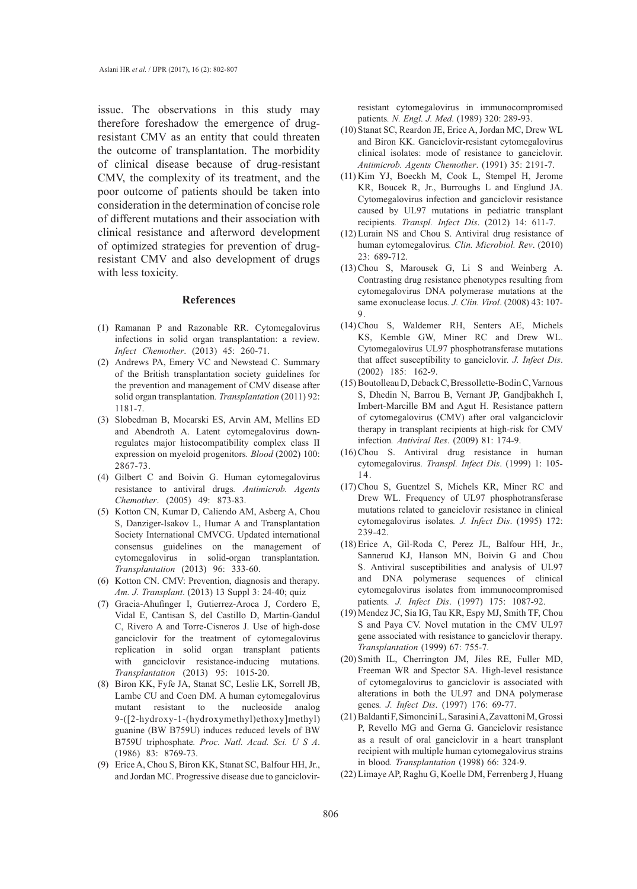issue. The observations in this study may therefore foreshadow the emergence of drug-resistant CMV as an entity that could threaten the outcome of transplantation. The morbidity of clinical disease because of drug-resistant CMV, the complexity of its treatment, and the poor outcome of patients should be taken into consideration in the determination of concise role of different mutations and their association with clinical resistance and afterword development of optimized strategies for prevention of drug-resistant CMV and also development of drugs with less toxicity.

## References

(1) Ramanan P and Razonable RR. Cytomegalovirus infections in solid organ transplantation: a review. *Infect Chemother*. (2013) 45: 260-71.

(2) Andrews PA, Emery VC and Newstead C. Summary of the British transplantation society guidelines for the prevention and management of CMV disease after solid organ transplantation. *Transplantation* (2011) 92: 1181-7.

(3) Slobedman B, Mocarski ES, Arvin AM, Mellins ED and Abendroth A. Latent cytomegalovirus down-regulates major histocompatibility complex class II expression on myeloid progenitors. *Blood* (2002) 100: 2867-73.

(4) Gilbert C and Boivin G. Human cytomegalovirus resistance to antiviral drugs. *Antimicrob. Agents Chemother*. (2005) 49: 873-83.

(5) Kotton CN, Kumar D, Caliendo AM, Asberg A, Chou S, Danziger-Isakov L, Humar A and Transplantation Society International CMVCG. Updated international consensus guidelines on the management of cytomegalovirus in solid-organ transplantation. *Transplantation* (2013) 96: 333-60.

(6) Kotton CN. CMV: Prevention, diagnosis and therapy. *Am. J. Transplant*. (2013) 13 Suppl 3: 24-40; quiz

(7) Gracia-Ahufinger I, Gutierrez-Aroca J, Cordero E, Vidal E, Cantisan S, del Castillo D, Martin-Gandul C, Rivero A and Torre-Cisneros J. Use of high-dose ganciclovir for the treatment of cytomegalovirus replication in solid organ transplant patients with ganciclovir resistance-inducing mutations. *Transplantation* (2013) 95: 1015-20.

(8) Biron KK, Fyfe JA, Stanat SC, Leslie LK, Sorrell JB, Lambe CU and Coen DM. A human cytomegalovirus mutant resistant to the nucleoside analog 9-([2-hydroxy-1-(hydroxymethyl)ethoxy]methyl) guanine (BW B759U) induces reduced levels of BW B759U triphosphate. *Proc. Natl. Acad. Sci. U S A*. (1986) 83: 8769-73.

(9) Erice A, Chou S, Biron KK, Stanat SC, Balfour HH, Jr., and Jordan MC. Progressive disease due to ganciclovir-resistant cytomegalovirus in immunocompromised patients. *N. Engl. J. Med*. (1989) 320: 289-93.

(10) Stanat SC, Reardon JE, Erice A, Jordan MC, Drew WL and Biron KK. Ganciclovir-resistant cytomegalovirus clinical isolates: mode of resistance to ganciclovir. *Antimicrob. Agents Chemother*. (1991) 35: 2191-7.

(11) Kim YJ, Boeckh M, Cook L, Stempel H, Jerome KR, Boucek R, Jr., Burroughs L and Englund JA. Cytomegalovirus infection and ganciclovir resistance caused by UL97 mutations in pediatric transplant recipients. *Transpl. Infect Dis*. (2012) 14: 611-7.

(12) Lurain NS and Chou S. Antiviral drug resistance of human cytomegalovirus. *Clin. Microbiol. Rev*. (2010) 23: 689-712.

(13) Chou S, Marousek G, Li S and Weinberg A. Contrasting drug resistance phenotypes resulting from cytomegalovirus DNA polymerase mutations at the same exonuclease locus. *J. Clin. Virol*. (2008) 43: 107-9.

(14) Chou S, Waldemer RH, Senters AE, Michels KS, Kemble GW, Miner RC and Drew WL. Cytomegalovirus UL97 phosphotransferase mutations that affect susceptibility to ganciclovir. *J. Infect Dis*. (2002) 185: 162-9.

(15) Boutolleau D, Deback C, Bressollette-Bodin C, Varnous S, Dhedin N, Barrou B, Vernant JP, Gandjbakhch I, Imbert-Marcille BM and Agut H. Resistance pattern of cytomegalovirus (CMV) after oral valganciclovir therapy in transplant recipients at high-risk for CMV infection. *Antiviral Res*. (2009) 81: 174-9.

(16) Chou S. Antiviral drug resistance in human cytomegalovirus. *Transpl. Infect Dis*. (1999) 1: 105-14.

(17) Chou S, Guentzel S, Michels KR, Miner RC and Drew WL. Frequency of UL97 phosphotransferase mutations related to ganciclovir resistance in clinical cytomegalovirus isolates. *J. Infect Dis*. (1995) 172: 239-42.

(18) Erice A, Gil-Roda C, Perez JL, Balfour HH, Jr., Sannerud KJ, Hanson MN, Boivin G and Chou S. Antiviral susceptibilities and analysis of UL97 and DNA polymerase sequences of clinical cytomegalovirus isolates from immunocompromised patients. *J. Infect Dis*. (1997) 175: 1087-92.

(19) Mendez JC, Sia IG, Tau KR, Espy MJ, Smith TF, Chou S and Paya CV. Novel mutation in the CMV UL97 gene associated with resistance to ganciclovir therapy. *Transplantation* (1999) 67: 755-7.

(20) Smith IL, Cherrington JM, Jiles RE, Fuller MD, Freeman WR and Spector SA. High-level resistance of cytomegalovirus to ganciclovir is associated with alterations in both the UL97 and DNA polymerase genes. *J. Infect Dis*. (1997) 176: 69-77.

(21) Baldanti F, Simoncini L, Sarasini A, Zavattoni M, Grossi P, Revello MG and Gerna G. Ganciclovir resistance as a result of oral ganciclovir in a heart transplant recipient with multiple human cytomegalovirus strains in blood. *Transplantation* (1998) 66: 324-9.

(22) Limaye AP, Raghu G, Koelle DM, Ferrenberg J, Huang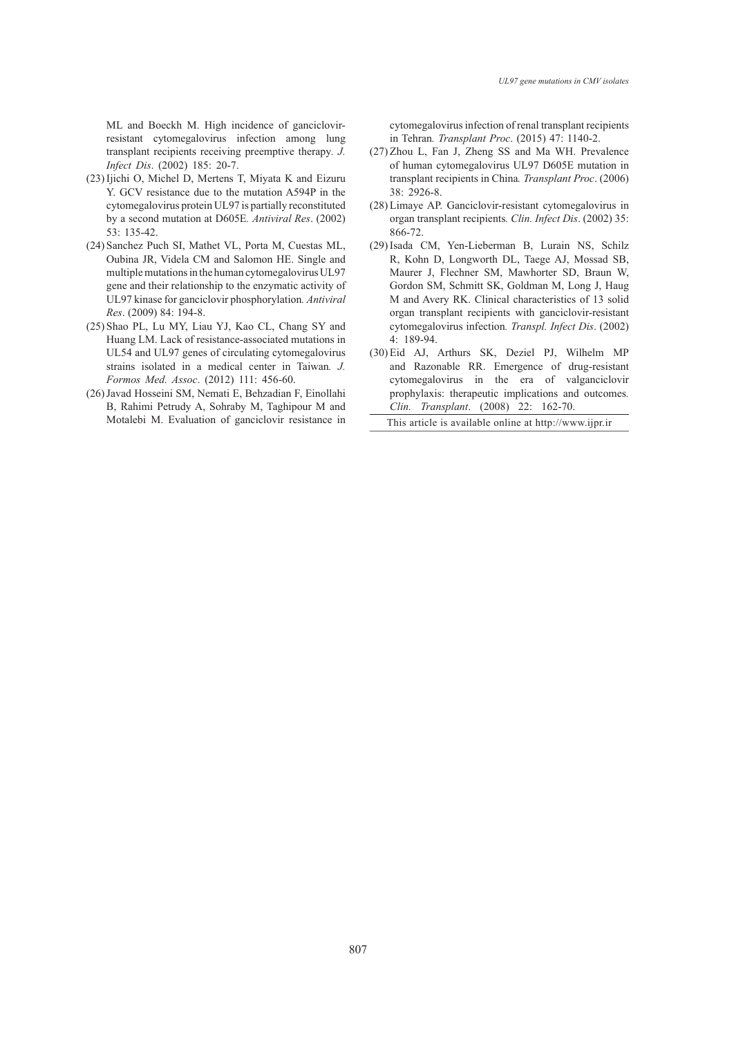ML and Boeckh M. High incidence of ganciclovir-resistant cytomegalovirus infection among lung transplant recipients receiving preemptive therapy. *J. Infect Dis*. (2002) 185: 20-7.

(23) Ijichi O, Michel D, Mertens T, Miyata K and Eizuru Y. GCV resistance due to the mutation A594P in the cytomegalovirus protein UL97 is partially reconstituted by a second mutation at D605E. *Antiviral Res*. (2002) 53: 135-42.

(24) Sanchez Puch SI, Mathet VL, Porta M, Cuestas ML, Oubina JR, Videla CM and Salomon HE. Single and multiple mutations in the human cytomegalovirus UL97 gene and their relationship to the enzymatic activity of UL97 kinase for ganciclovir phosphorylation. *Antiviral Res*. (2009) 84: 194-8.

(25) Shao PL, Lu MY, Liau YJ, Kao CL, Chang SY and Huang LM. Lack of resistance-associated mutations in UL54 and UL97 genes of circulating cytomegalovirus strains isolated in a medical center in Taiwan. *J. Formos Med. Assoc*. (2012) 111: 456-60.

(26) Javad Hosseini SM, Nemati E, Behzadian F, Einollahi B, Rahimi Petrudy A, Sohraby M, Taghipour M and Motalebi M. Evaluation of ganciclovir resistance in cytomegalovirus infection of renal transplant recipients in Tehran. *Transplant Proc*. (2015) 47: 1140-2.

(27) Zhou L, Fan J, Zheng SS and Ma WH. Prevalence of human cytomegalovirus UL97 D605E mutation in transplant recipients in China. *Transplant Proc*. (2006) 38: 2926-8.

(28) Limaye AP. Ganciclovir-resistant cytomegalovirus in organ transplant recipients. *Clin. Infect Dis*. (2002) 35: 866-72.

(29) Isada CM, Yen-Lieberman B, Lurain NS, Schilz R, Kohn D, Longworth DL, Taege AJ, Mossad SB, Maurer J, Flechner SM, Mawhorter SD, Braun W, Gordon SM, Schmitt SK, Goldman M, Long J, Haug M and Avery RK. Clinical characteristics of 13 solid organ transplant recipients with ganciclovir-resistant cytomegalovirus infection. *Transpl. Infect Dis*. (2002) 4: 189-94.

(30) Eid AJ, Arthurs SK, Deziel PJ, Wilhelm MP and Razonable RR. Emergence of drug-resistant cytomegalovirus in the era of valganciclovir prophylaxis: therapeutic implications and outcomes. *Clin. Transplant*. (2008) 22: 162-70.

This article is available online at http://www.ijpr.ir